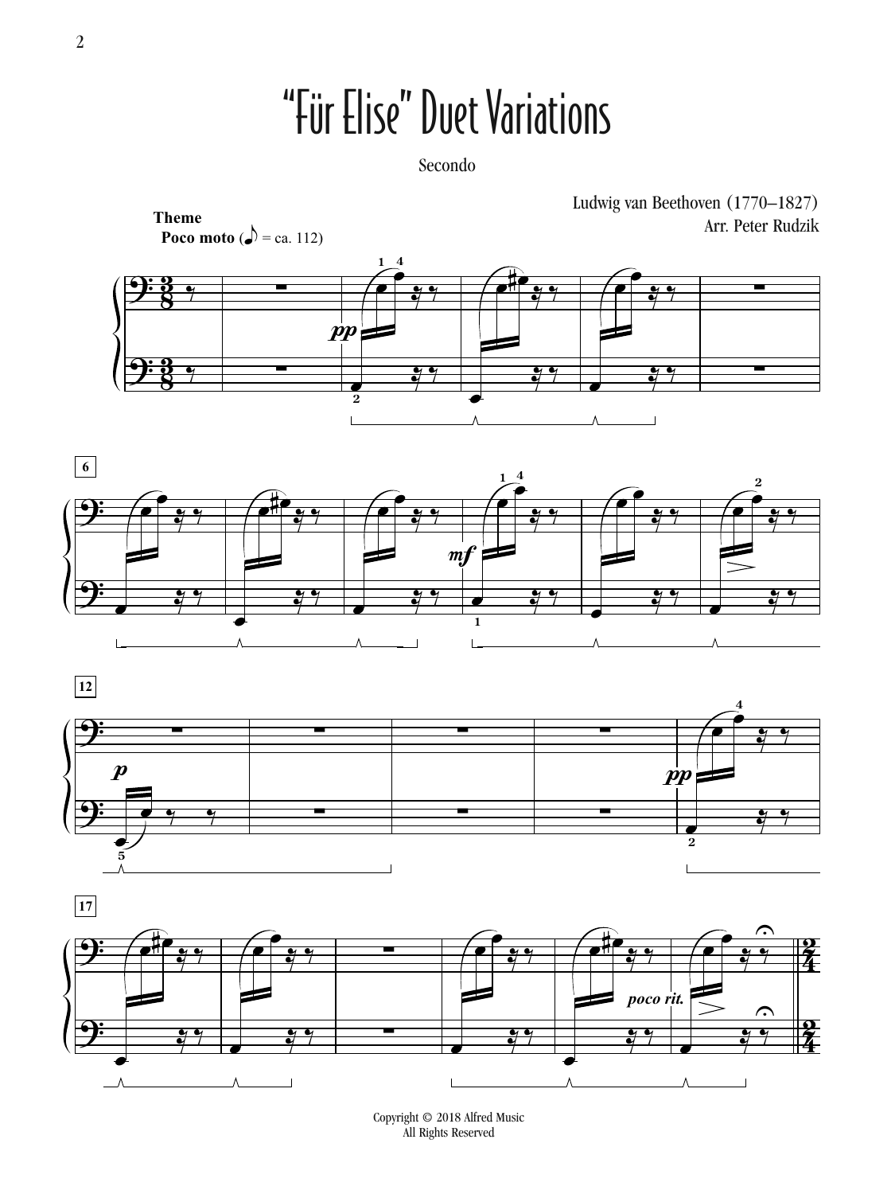# "Für Elise" Duet Variations

Secondo

Ludwig van Beethoven (1770–1827)

Arr. Peter Rudzik

**Theme**

**Poco moto** (♪ = ca. 112)

Copyright © 2018 Alfred Music
All Rights Reserved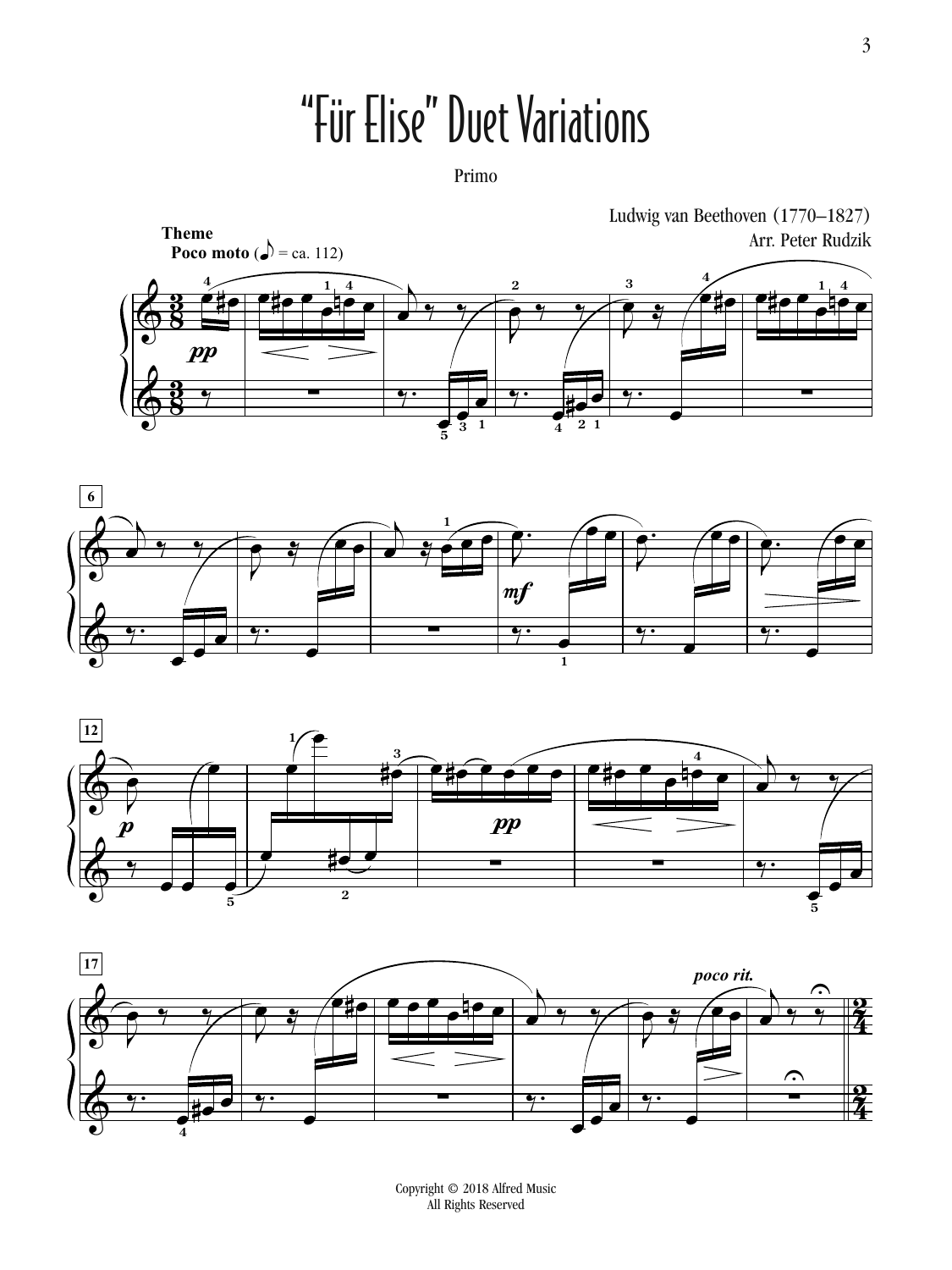# "Für Elise" Duet Variations

Primo

Ludwig van Beethoven (1770–1827)
Arr. Peter Rudzik

**Theme**
**Poco moto** (♪ = ca. 112)

Copyright © 2018 Alfred Music
All Rights Reserved